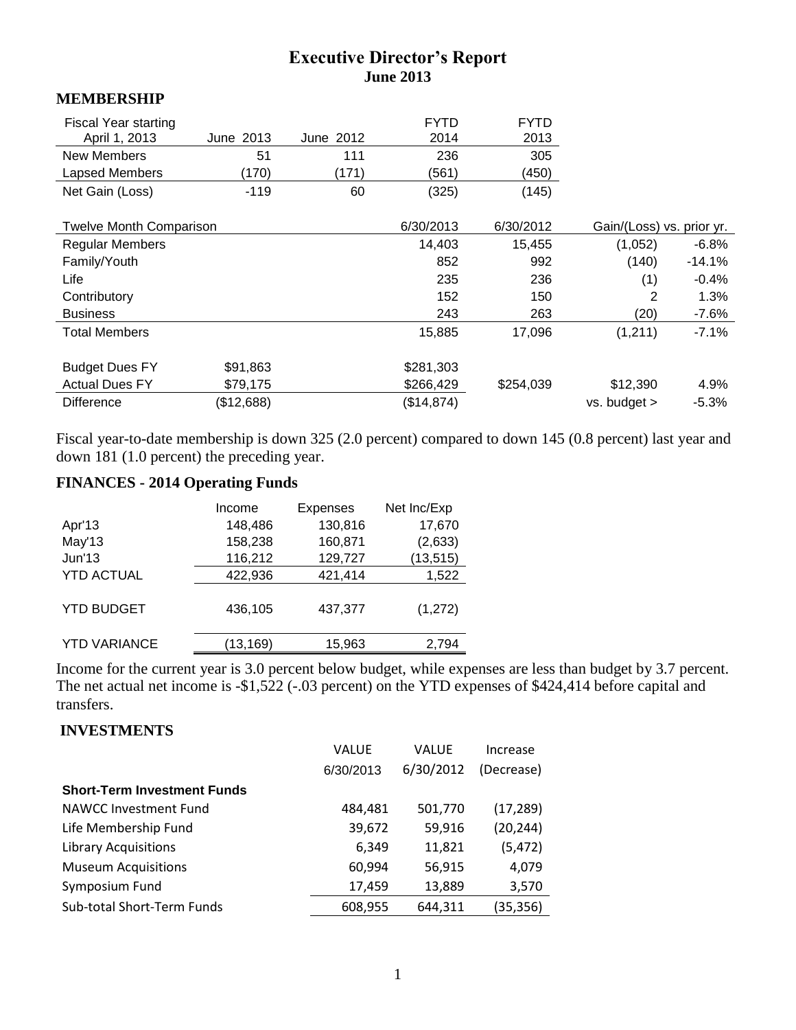# Executive Director's Report
## June 2013

### MEMBERSHIP

| Fiscal Year starting April 1, 2013 | June 2013 | June 2012 | FYTD 2014 | FYTD 2013 |
|---|---|---|---|---|
| New Members | 51 | 111 | 236 | 305 |
| Lapsed Members | (170) | (171) | (561) | (450) |
| Net Gain (Loss) | -119 | 60 | (325) | (145) |

| Twelve Month Comparison | | 6/30/2013 | 6/30/2012 | Gain/(Loss) vs. prior yr. | |
|---|---|---|---|---|---|
| Regular Members | | 14,403 | 15,455 | (1,052) | -6.8% |
| Family/Youth | | 852 | 992 | (140) | -14.1% |
| Life | | 235 | 236 | (1) | -0.4% |
| Contributory | | 152 | 150 | 2 | 1.3% |
| Business | | 243 | 263 | (20) | -7.6% |
| Total Members | | 15,885 | 17,096 | (1,211) | -7.1% |
| | | | | | |
| Budget Dues FY | $91,863 | $281,303 | | | |
| Actual Dues FY | $79,175 | $266,429 | $254,039 | $12,390 | 4.9% |
| Difference | ($12,688) | ($14,874) | | vs. budget > | -5.3% |

Fiscal year-to-date membership is down 325 (2.0 percent) compared to down 145 (0.8 percent) last year and down 181 (1.0 percent) the preceding year.

### FINANCES - 2014 Operating Funds

| | Income | Expenses | Net Inc/Exp |
|---|---|---|---|
| Apr'13 | 148,486 | 130,816 | 17,670 |
| May'13 | 158,238 | 160,871 | (2,633) |
| Jun'13 | 116,212 | 129,727 | (13,515) |
| YTD ACTUAL | 422,936 | 421,414 | 1,522 |
| YTD BUDGET | 436,105 | 437,377 | (1,272) |
| YTD VARIANCE | (13,169) | 15,963 | 2,794 |

Income for the current year is 3.0 percent below budget, while expenses are less than budget by 3.7 percent. The net actual net income is -$1,522 (-.03 percent) on the YTD expenses of $424,414 before capital and transfers.

### INVESTMENTS

| | VALUE 6/30/2013 | VALUE 6/30/2012 | Increase (Decrease) |
|---|---|---|---|
| **Short-Term Investment Funds** | | | |
| NAWCC Investment Fund | 484,481 | 501,770 | (17,289) |
| Life Membership Fund | 39,672 | 59,916 | (20,244) |
| Library Acquisitions | 6,349 | 11,821 | (5,472) |
| Museum Acquisitions | 60,994 | 56,915 | 4,079 |
| Symposium Fund | 17,459 | 13,889 | 3,570 |
| Sub-total Short-Term Funds | 608,955 | 644,311 | (35,356) |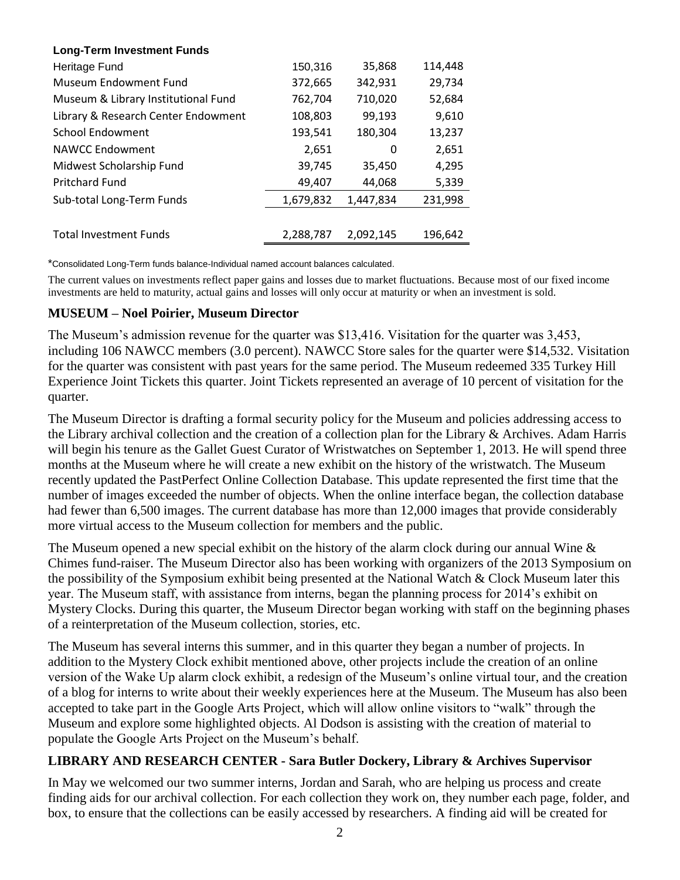| Long-Term Investment Funds | | | |
|---|---|---|---|
| Heritage Fund | 150,316 | 35,868 | 114,448 |
| Museum Endowment Fund | 372,665 | 342,931 | 29,734 |
| Museum & Library Institutional Fund | 762,704 | 710,020 | 52,684 |
| Library & Research Center Endowment | 108,803 | 99,193 | 9,610 |
| School Endowment | 193,541 | 180,304 | 13,237 |
| NAWCC Endowment | 2,651 | 0 | 2,651 |
| Midwest Scholarship Fund | 39,745 | 35,450 | 4,295 |
| Pritchard Fund | 49,407 | 44,068 | 5,339 |
| Sub-total Long-Term Funds | 1,679,832 | 1,447,834 | 231,998 |
| | | | |
| Total Investment Funds | 2,288,787 | 2,092,145 | 196,642 |

*Consolidated Long-Term funds balance-Individual named account balances calculated.

The current values on investments reflect paper gains and losses due to market fluctuations. Because most of our fixed income investments are held to maturity, actual gains and losses will only occur at maturity or when an investment is sold.

## MUSEUM – Noel Poirier, Museum Director

The Museum's admission revenue for the quarter was $13,416. Visitation for the quarter was 3,453, including 106 NAWCC members (3.0 percent). NAWCC Store sales for the quarter were $14,532. Visitation for the quarter was consistent with past years for the same period. The Museum redeemed 335 Turkey Hill Experience Joint Tickets this quarter. Joint Tickets represented an average of 10 percent of visitation for the quarter.

The Museum Director is drafting a formal security policy for the Museum and policies addressing access to the Library archival collection and the creation of a collection plan for the Library & Archives. Adam Harris will begin his tenure as the Gallet Guest Curator of Wristwatches on September 1, 2013. He will spend three months at the Museum where he will create a new exhibit on the history of the wristwatch. The Museum recently updated the PastPerfect Online Collection Database. This update represented the first time that the number of images exceeded the number of objects. When the online interface began, the collection database had fewer than 6,500 images. The current database has more than 12,000 images that provide considerably more virtual access to the Museum collection for members and the public.

The Museum opened a new special exhibit on the history of the alarm clock during our annual Wine & Chimes fund-raiser. The Museum Director also has been working with organizers of the 2013 Symposium on the possibility of the Symposium exhibit being presented at the National Watch & Clock Museum later this year. The Museum staff, with assistance from interns, began the planning process for 2014's exhibit on Mystery Clocks. During this quarter, the Museum Director began working with staff on the beginning phases of a reinterpretation of the Museum collection, stories, etc.

The Museum has several interns this summer, and in this quarter they began a number of projects. In addition to the Mystery Clock exhibit mentioned above, other projects include the creation of an online version of the Wake Up alarm clock exhibit, a redesign of the Museum's online virtual tour, and the creation of a blog for interns to write about their weekly experiences here at the Museum. The Museum has also been accepted to take part in the Google Arts Project, which will allow online visitors to "walk" through the Museum and explore some highlighted objects. Al Dodson is assisting with the creation of material to populate the Google Arts Project on the Museum's behalf.

## LIBRARY AND RESEARCH CENTER - Sara Butler Dockery, Library & Archives Supervisor

In May we welcomed our two summer interns, Jordan and Sarah, who are helping us process and create finding aids for our archival collection. For each collection they work on, they number each page, folder, and box, to ensure that the collections can be easily accessed by researchers. A finding aid will be created for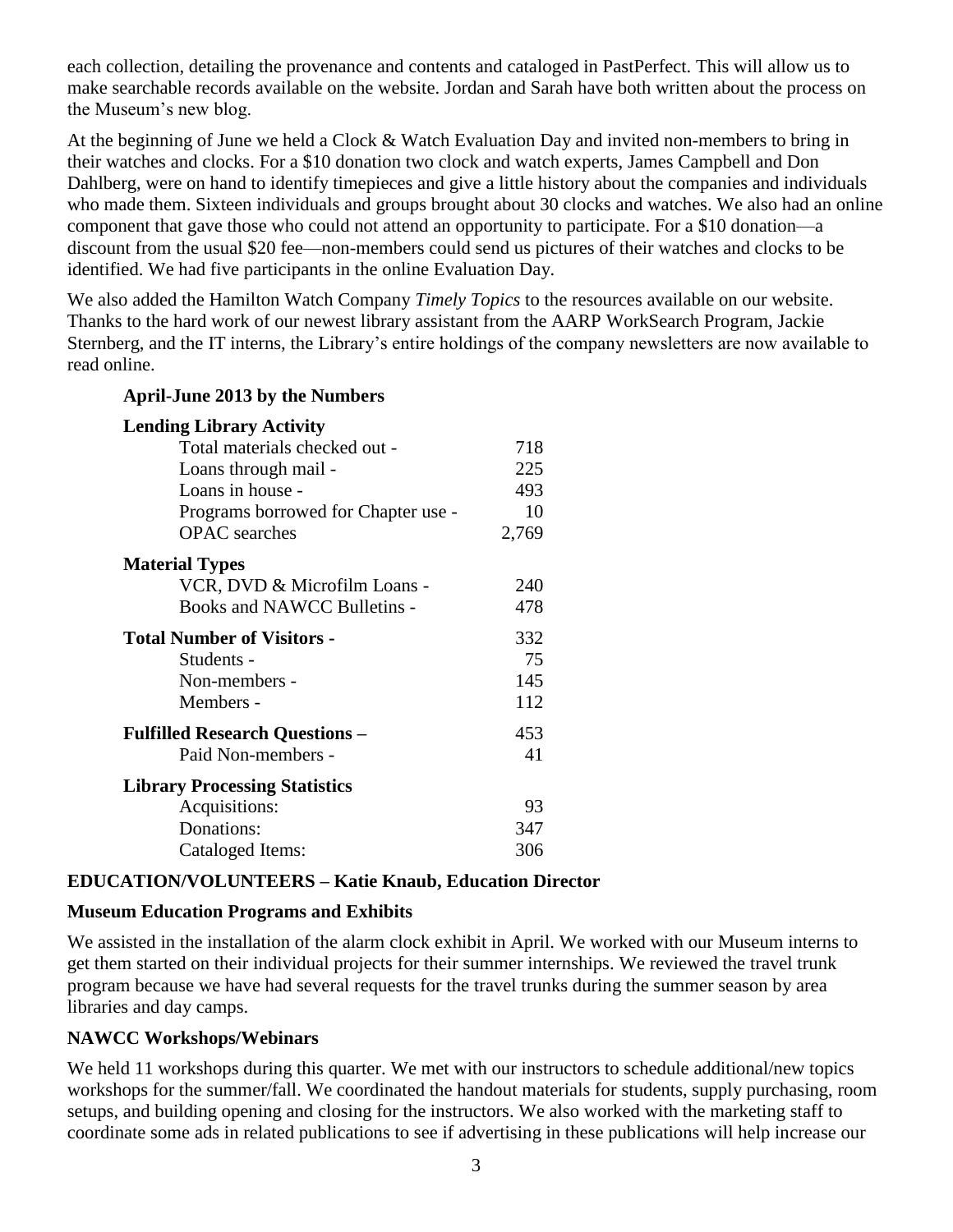each collection, detailing the provenance and contents and cataloged in PastPerfect. This will allow us to make searchable records available on the website. Jordan and Sarah have both written about the process on the Museum's new blog.

At the beginning of June we held a Clock & Watch Evaluation Day and invited non-members to bring in their watches and clocks. For a $10 donation two clock and watch experts, James Campbell and Don Dahlberg, were on hand to identify timepieces and give a little history about the companies and individuals who made them. Sixteen individuals and groups brought about 30 clocks and watches. We also had an online component that gave those who could not attend an opportunity to participate. For a $10 donation—a discount from the usual $20 fee—non-members could send us pictures of their watches and clocks to be identified. We had five participants in the online Evaluation Day.

We also added the Hamilton Watch Company *Timely Topics* to the resources available on our website. Thanks to the hard work of our newest library assistant from the AARP WorkSearch Program, Jackie Sternberg, and the IT interns, the Library's entire holdings of the company newsletters are now available to read online.

**April-June 2013 by the Numbers**

| | |
|---|---|
| **Lending Library Activity** | |
| Total materials checked out - | 718 |
| Loans through mail - | 225 |
| Loans in house - | 493 |
| Programs borrowed for Chapter use - | 10 |
| OPAC searches | 2,769 |
| **Material Types** | |
| VCR, DVD & Microfilm Loans - | 240 |
| Books and NAWCC Bulletins - | 478 |
| **Total Number of Visitors -** | 332 |
| Students - | 75 |
| Non-members - | 145 |
| Members - | 112 |
| **Fulfilled Research Questions –** | 453 |
| Paid Non-members - | 41 |
| **Library Processing Statistics** | |
| Acquisitions: | 93 |
| Donations: | 347 |
| Cataloged Items: | 306 |

## EDUCATION/VOLUNTEERS – Katie Knaub, Education Director

### Museum Education Programs and Exhibits

We assisted in the installation of the alarm clock exhibit in April. We worked with our Museum interns to get them started on their individual projects for their summer internships. We reviewed the travel trunk program because we have had several requests for the travel trunks during the summer season by area libraries and day camps.

### NAWCC Workshops/Webinars

We held 11 workshops during this quarter. We met with our instructors to schedule additional/new topics workshops for the summer/fall. We coordinated the handout materials for students, supply purchasing, room setups, and building opening and closing for the instructors. We also worked with the marketing staff to coordinate some ads in related publications to see if advertising in these publications will help increase our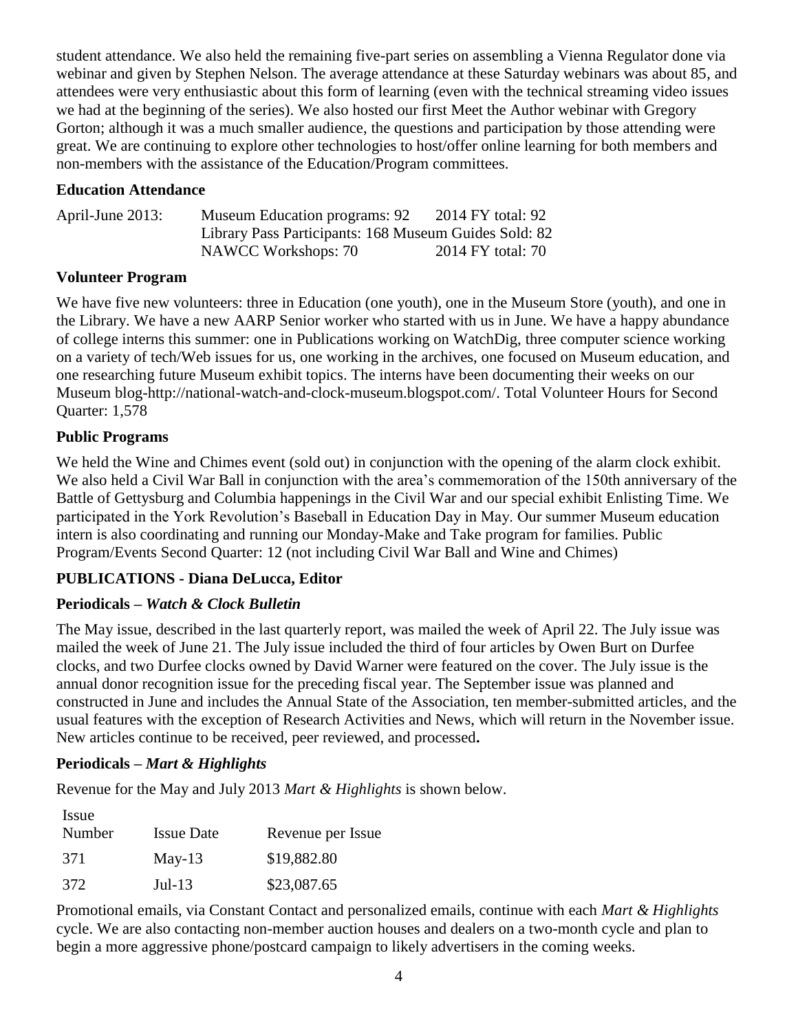student attendance. We also held the remaining five-part series on assembling a Vienna Regulator done via webinar and given by Stephen Nelson. The average attendance at these Saturday webinars was about 85, and attendees were very enthusiastic about this form of learning (even with the technical streaming video issues we had at the beginning of the series). We also hosted our first Meet the Author webinar with Gregory Gorton; although it was a much smaller audience, the questions and participation by those attending were great. We are continuing to explore other technologies to host/offer online learning for both members and non-members with the assistance of the Education/Program committees.

### Education Attendance

| | | |
|---|---|---|
| April-June 2013: | Museum Education programs: 92 | 2014 FY total: 92 |
| | Library Pass Participants: 168 | Museum Guides Sold: 82 |
| | NAWCC Workshops: 70 | 2014 FY total: 70 |

### Volunteer Program

We have five new volunteers: three in Education (one youth), one in the Museum Store (youth), and one in the Library. We have a new AARP Senior worker who started with us in June. We have a happy abundance of college interns this summer: one in Publications working on WatchDig, three computer science working on a variety of tech/Web issues for us, one working in the archives, one focused on Museum education, and one researching future Museum exhibit topics. The interns have been documenting their weeks on our Museum blog-http://national-watch-and-clock-museum.blogspot.com/. Total Volunteer Hours for Second Quarter: 1,578

### Public Programs

We held the Wine and Chimes event (sold out) in conjunction with the opening of the alarm clock exhibit. We also held a Civil War Ball in conjunction with the area's commemoration of the 150th anniversary of the Battle of Gettysburg and Columbia happenings in the Civil War and our special exhibit Enlisting Time. We participated in the York Revolution's Baseball in Education Day in May. Our summer Museum education intern is also coordinating and running our Monday-Make and Take program for families. Public Program/Events Second Quarter: 12 (not including Civil War Ball and Wine and Chimes)

## PUBLICATIONS - Diana DeLucca, Editor

### Periodicals – *Watch & Clock Bulletin*

The May issue, described in the last quarterly report, was mailed the week of April 22. The July issue was mailed the week of June 21. The July issue included the third of four articles by Owen Burt on Durfee clocks, and two Durfee clocks owned by David Warner were featured on the cover. The July issue is the annual donor recognition issue for the preceding fiscal year. The September issue was planned and constructed in June and includes the Annual State of the Association, ten member-submitted articles, and the usual features with the exception of Research Activities and News, which will return in the November issue. New articles continue to be received, peer reviewed, and processed**.**

### Periodicals – *Mart & Highlights*

Revenue for the May and July 2013 *Mart & Highlights* is shown below.

| Issue Number | Issue Date | Revenue per Issue |
|---|---|---|
| 371 | May-13 | $19,882.80 |
| 372 | Jul-13 | $23,087.65 |

Promotional emails, via Constant Contact and personalized emails, continue with each *Mart & Highlights* cycle. We are also contacting non-member auction houses and dealers on a two-month cycle and plan to begin a more aggressive phone/postcard campaign to likely advertisers in the coming weeks.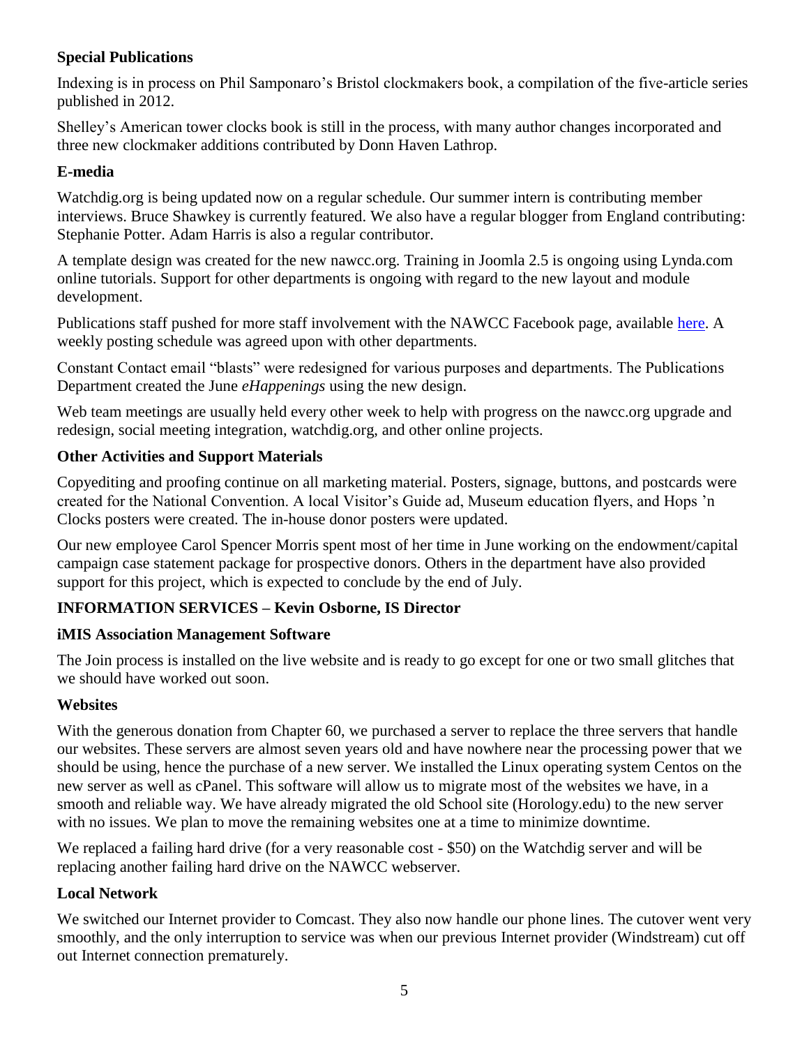### Special Publications

Indexing is in process on Phil Samponaro's Bristol clockmakers book, a compilation of the five-article series published in 2012.

Shelley's American tower clocks book is still in the process, with many author changes incorporated and three new clockmaker additions contributed by Donn Haven Lathrop.

### E-media

Watchdig.org is being updated now on a regular schedule. Our summer intern is contributing member interviews. Bruce Shawkey is currently featured. We also have a regular blogger from England contributing: Stephanie Potter. Adam Harris is also a regular contributor.

A template design was created for the new nawcc.org. Training in Joomla 2.5 is ongoing using Lynda.com online tutorials. Support for other departments is ongoing with regard to the new layout and module development.

Publications staff pushed for more staff involvement with the NAWCC Facebook page, available here. A weekly posting schedule was agreed upon with other departments.

Constant Contact email "blasts" were redesigned for various purposes and departments. The Publications Department created the June *eHappenings* using the new design.

Web team meetings are usually held every other week to help with progress on the nawcc.org upgrade and redesign, social meeting integration, watchdig.org, and other online projects.

### Other Activities and Support Materials

Copyediting and proofing continue on all marketing material. Posters, signage, buttons, and postcards were created for the National Convention. A local Visitor's Guide ad, Museum education flyers, and Hops 'n Clocks posters were created. The in-house donor posters were updated.

Our new employee Carol Spencer Morris spent most of her time in June working on the endowment/capital campaign case statement package for prospective donors. Others in the department have also provided support for this project, which is expected to conclude by the end of July.

## INFORMATION SERVICES – Kevin Osborne, IS Director

### iMIS Association Management Software

The Join process is installed on the live website and is ready to go except for one or two small glitches that we should have worked out soon.

### Websites

With the generous donation from Chapter 60, we purchased a server to replace the three servers that handle our websites. These servers are almost seven years old and have nowhere near the processing power that we should be using, hence the purchase of a new server. We installed the Linux operating system Centos on the new server as well as cPanel. This software will allow us to migrate most of the websites we have, in a smooth and reliable way. We have already migrated the old School site (Horology.edu) to the new server with no issues. We plan to move the remaining websites one at a time to minimize downtime.

We replaced a failing hard drive (for a very reasonable cost - $50) on the Watchdig server and will be replacing another failing hard drive on the NAWCC webserver.

### Local Network

We switched our Internet provider to Comcast. They also now handle our phone lines. The cutover went very smoothly, and the only interruption to service was when our previous Internet provider (Windstream) cut off out Internet connection prematurely.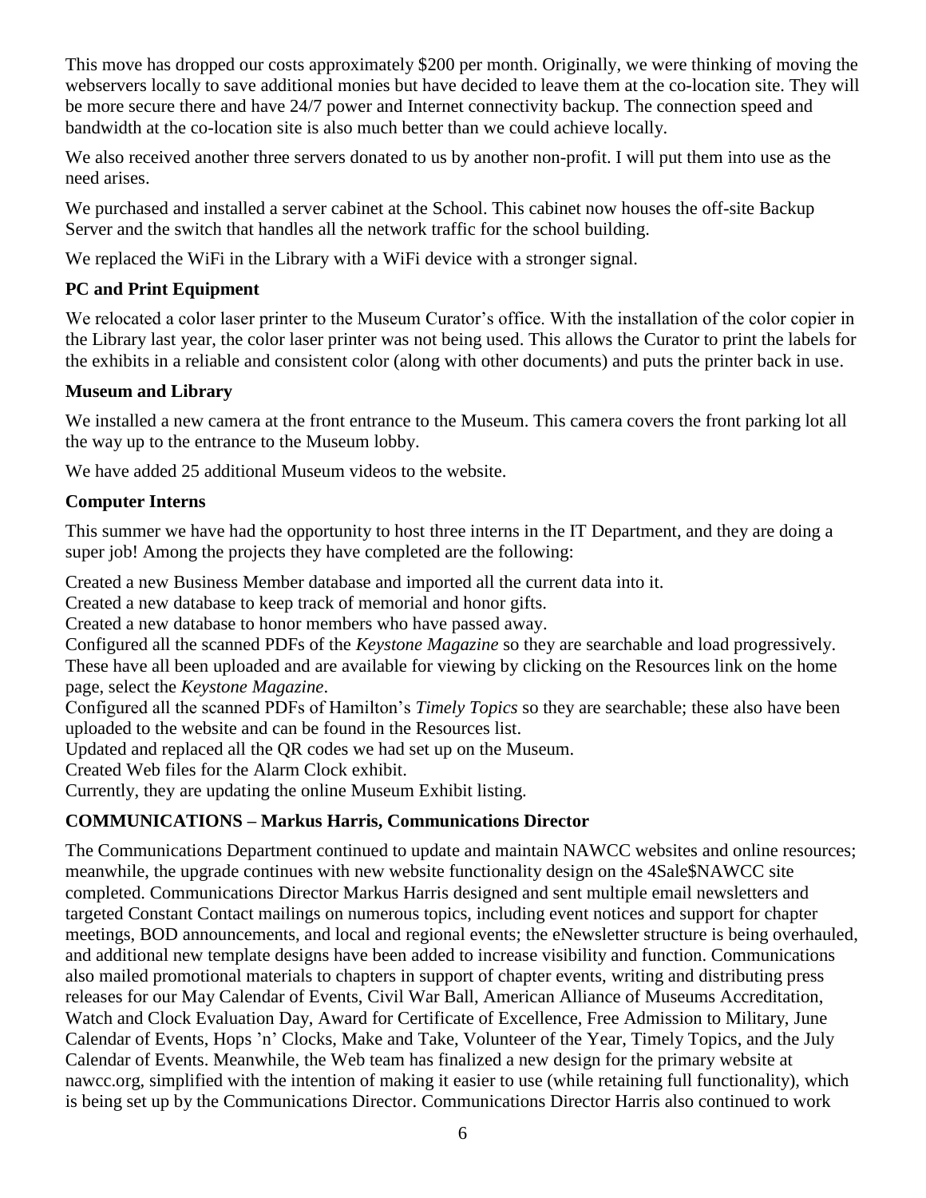This move has dropped our costs approximately $200 per month. Originally, we were thinking of moving the webservers locally to save additional monies but have decided to leave them at the co-location site. They will be more secure there and have 24/7 power and Internet connectivity backup. The connection speed and bandwidth at the co-location site is also much better than we could achieve locally.

We also received another three servers donated to us by another non-profit. I will put them into use as the need arises.

We purchased and installed a server cabinet at the School. This cabinet now houses the off-site Backup Server and the switch that handles all the network traffic for the school building.

We replaced the WiFi in the Library with a WiFi device with a stronger signal.

### PC and Print Equipment

We relocated a color laser printer to the Museum Curator's office. With the installation of the color copier in the Library last year, the color laser printer was not being used. This allows the Curator to print the labels for the exhibits in a reliable and consistent color (along with other documents) and puts the printer back in use.

### Museum and Library

We installed a new camera at the front entrance to the Museum. This camera covers the front parking lot all the way up to the entrance to the Museum lobby.

We have added 25 additional Museum videos to the website.

### Computer Interns

This summer we have had the opportunity to host three interns in the IT Department, and they are doing a super job! Among the projects they have completed are the following:

Created a new Business Member database and imported all the current data into it.
Created a new database to keep track of memorial and honor gifts.
Created a new database to honor members who have passed away.
Configured all the scanned PDFs of the *Keystone Magazine* so they are searchable and load progressively. These have all been uploaded and are available for viewing by clicking on the Resources link on the home page, select the *Keystone Magazine*.
Configured all the scanned PDFs of Hamilton's *Timely Topics* so they are searchable; these also have been uploaded to the website and can be found in the Resources list.
Updated and replaced all the QR codes we had set up on the Museum.
Created Web files for the Alarm Clock exhibit.
Currently, they are updating the online Museum Exhibit listing.

### COMMUNICATIONS – Markus Harris, Communications Director

The Communications Department continued to update and maintain NAWCC websites and online resources; meanwhile, the upgrade continues with new website functionality design on the 4Sale$NAWCC site completed. Communications Director Markus Harris designed and sent multiple email newsletters and targeted Constant Contact mailings on numerous topics, including event notices and support for chapter meetings, BOD announcements, and local and regional events; the eNewsletter structure is being overhauled, and additional new template designs have been added to increase visibility and function. Communications also mailed promotional materials to chapters in support of chapter events, writing and distributing press releases for our May Calendar of Events, Civil War Ball, American Alliance of Museums Accreditation, Watch and Clock Evaluation Day, Award for Certificate of Excellence, Free Admission to Military, June Calendar of Events, Hops 'n' Clocks, Make and Take, Volunteer of the Year, Timely Topics, and the July Calendar of Events. Meanwhile, the Web team has finalized a new design for the primary website at nawcc.org, simplified with the intention of making it easier to use (while retaining full functionality), which is being set up by the Communications Director. Communications Director Harris also continued to work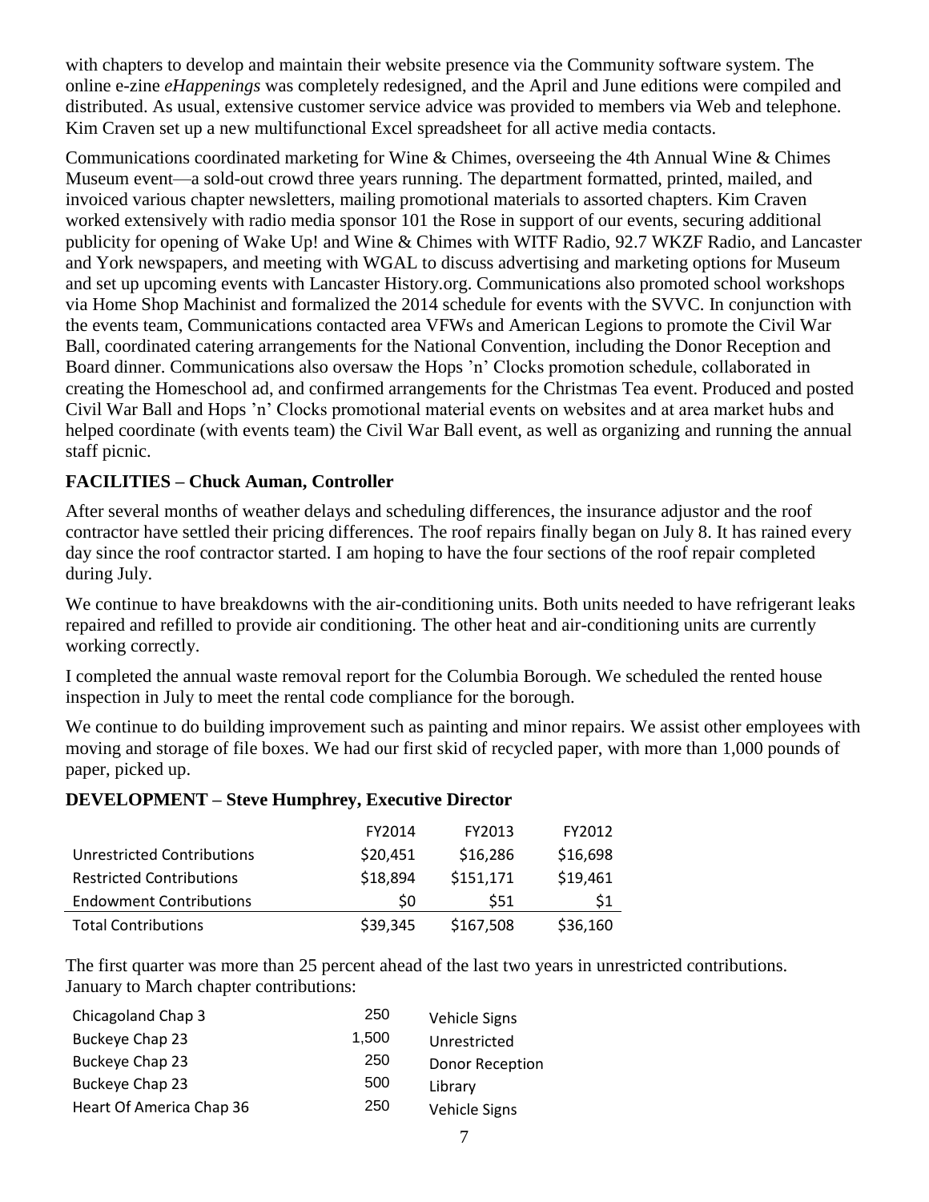with chapters to develop and maintain their website presence via the Community software system. The online e-zine *eHappenings* was completely redesigned, and the April and June editions were compiled and distributed. As usual, extensive customer service advice was provided to members via Web and telephone. Kim Craven set up a new multifunctional Excel spreadsheet for all active media contacts.

Communications coordinated marketing for Wine & Chimes, overseeing the 4th Annual Wine & Chimes Museum event—a sold-out crowd three years running. The department formatted, printed, mailed, and invoiced various chapter newsletters, mailing promotional materials to assorted chapters. Kim Craven worked extensively with radio media sponsor 101 the Rose in support of our events, securing additional publicity for opening of Wake Up! and Wine & Chimes with WITF Radio, 92.7 WKZF Radio, and Lancaster and York newspapers, and meeting with WGAL to discuss advertising and marketing options for Museum and set up upcoming events with Lancaster History.org. Communications also promoted school workshops via Home Shop Machinist and formalized the 2014 schedule for events with the SVVC. In conjunction with the events team, Communications contacted area VFWs and American Legions to promote the Civil War Ball, coordinated catering arrangements for the National Convention, including the Donor Reception and Board dinner. Communications also oversaw the Hops 'n' Clocks promotion schedule, collaborated in creating the Homeschool ad, and confirmed arrangements for the Christmas Tea event. Produced and posted Civil War Ball and Hops 'n' Clocks promotional material events on websites and at area market hubs and helped coordinate (with events team) the Civil War Ball event, as well as organizing and running the annual staff picnic.

### FACILITIES – Chuck Auman, Controller

After several months of weather delays and scheduling differences, the insurance adjustor and the roof contractor have settled their pricing differences. The roof repairs finally began on July 8. It has rained every day since the roof contractor started. I am hoping to have the four sections of the roof repair completed during July.

We continue to have breakdowns with the air-conditioning units. Both units needed to have refrigerant leaks repaired and refilled to provide air conditioning. The other heat and air-conditioning units are currently working correctly.

I completed the annual waste removal report for the Columbia Borough. We scheduled the rented house inspection in July to meet the rental code compliance for the borough.

We continue to do building improvement such as painting and minor repairs. We assist other employees with moving and storage of file boxes. We had our first skid of recycled paper, with more than 1,000 pounds of paper, picked up.

### DEVELOPMENT – Steve Humphrey, Executive Director

| | FY2014 | FY2013 | FY2012 |
|---|---|---|---|
| Unrestricted Contributions | $20,451 | $16,286 | $16,698 |
| Restricted Contributions | $18,894 | $151,171 | $19,461 |
| Endowment Contributions | $0 | $51 | $1 |
| Total Contributions | $39,345 | $167,508 | $36,160 |

The first quarter was more than 25 percent ahead of the last two years in unrestricted contributions. January to March chapter contributions:

| | | |
|---|---|---|
| Chicagoland Chap 3 | 250 | Vehicle Signs |
| Buckeye Chap 23 | 1,500 | Unrestricted |
| Buckeye Chap 23 | 250 | Donor Reception |
| Buckeye Chap 23 | 500 | Library |
| Heart Of America Chap 36 | 250 | Vehicle Signs |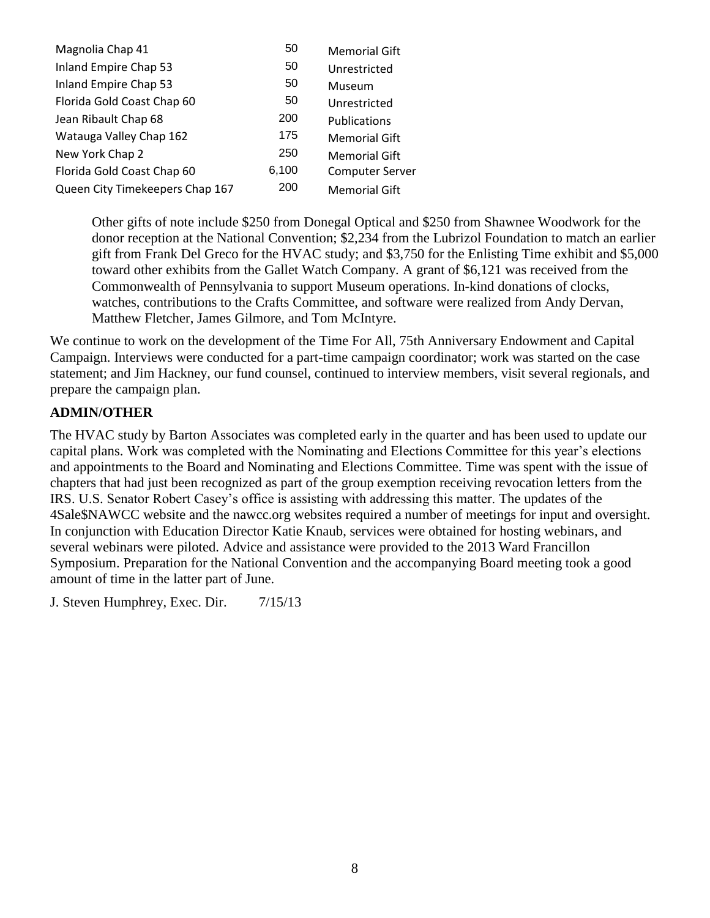| | | |
|---|---|---|
| Magnolia Chap 41 | 50 | Memorial Gift |
| Inland Empire Chap 53 | 50 | Unrestricted |
| Inland Empire Chap 53 | 50 | Museum |
| Florida Gold Coast Chap 60 | 50 | Unrestricted |
| Jean Ribault Chap 68 | 200 | Publications |
| Watauga Valley Chap 162 | 175 | Memorial Gift |
| New York Chap 2 | 250 | Memorial Gift |
| Florida Gold Coast Chap 60 | 6,100 | Computer Server |
| Queen City Timekeepers Chap 167 | 200 | Memorial Gift |

Other gifts of note include $250 from Donegal Optical and $250 from Shawnee Woodwork for the donor reception at the National Convention; $2,234 from the Lubrizol Foundation to match an earlier gift from Frank Del Greco for the HVAC study; and $3,750 for the Enlisting Time exhibit and $5,000 toward other exhibits from the Gallet Watch Company. A grant of $6,121 was received from the Commonwealth of Pennsylvania to support Museum operations. In-kind donations of clocks, watches, contributions to the Crafts Committee, and software were realized from Andy Dervan, Matthew Fletcher, James Gilmore, and Tom McIntyre.

We continue to work on the development of the Time For All, 75th Anniversary Endowment and Capital Campaign. Interviews were conducted for a part-time campaign coordinator; work was started on the case statement; and Jim Hackney, our fund counsel, continued to interview members, visit several regionals, and prepare the campaign plan.

## ADMIN/OTHER

The HVAC study by Barton Associates was completed early in the quarter and has been used to update our capital plans. Work was completed with the Nominating and Elections Committee for this year's elections and appointments to the Board and Nominating and Elections Committee. Time was spent with the issue of chapters that had just been recognized as part of the group exemption receiving revocation letters from the IRS. U.S. Senator Robert Casey's office is assisting with addressing this matter. The updates of the 4Sale$NAWCC website and the nawcc.org websites required a number of meetings for input and oversight. In conjunction with Education Director Katie Knaub, services were obtained for hosting webinars, and several webinars were piloted. Advice and assistance were provided to the 2013 Ward Francillon Symposium. Preparation for the National Convention and the accompanying Board meeting took a good amount of time in the latter part of June.

J. Steven Humphrey, Exec. Dir. 7/15/13